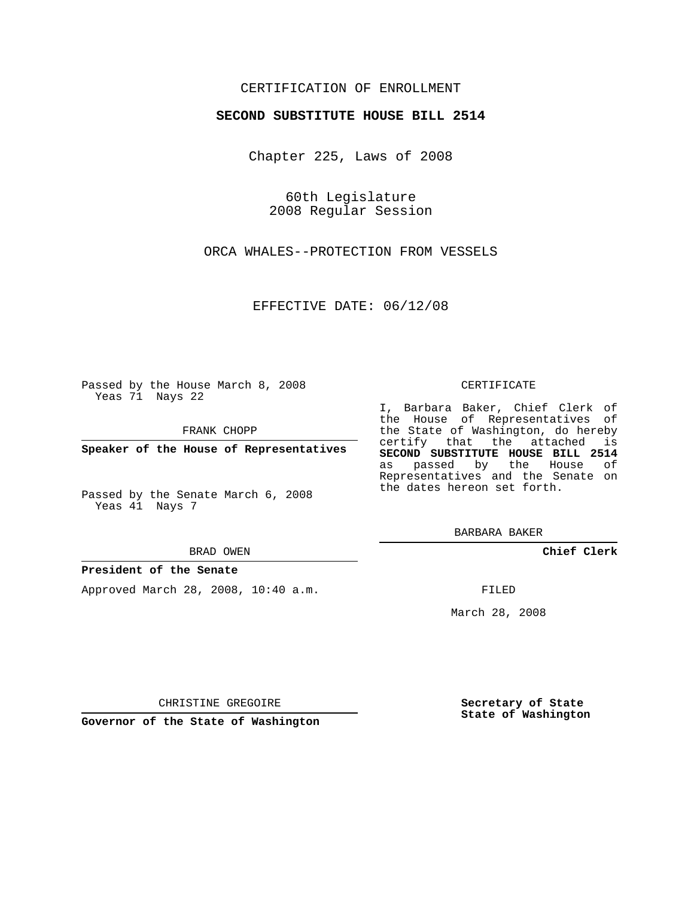CERTIFICATION OF ENROLLMENT

**SECOND SUBSTITUTE HOUSE BILL 2514**

Chapter 225, Laws of 2008

60th Legislature
2008 Regular Session

ORCA WHALES--PROTECTION FROM VESSELS

EFFECTIVE DATE: 06/12/08

Passed by the House March 8, 2008
Yeas 71 Nays 22

FRANK CHOPP

**Speaker of the House of Representatives**

Passed by the Senate March 6, 2008
Yeas 41 Nays 7

BRAD OWEN

**President of the Senate**

Approved March 28, 2008, 10:40 a.m.

CHRISTINE GREGOIRE

**Governor of the State of Washington**

CERTIFICATE

I, Barbara Baker, Chief Clerk of the House of Representatives of the State of Washington, do hereby certify that the attached is **SECOND SUBSTITUTE HOUSE BILL 2514** as passed by the House of Representatives and the Senate on the dates hereon set forth.

BARBARA BAKER

**Chief Clerk**

FILED

March 28, 2008

**Secretary of State**
**State of Washington**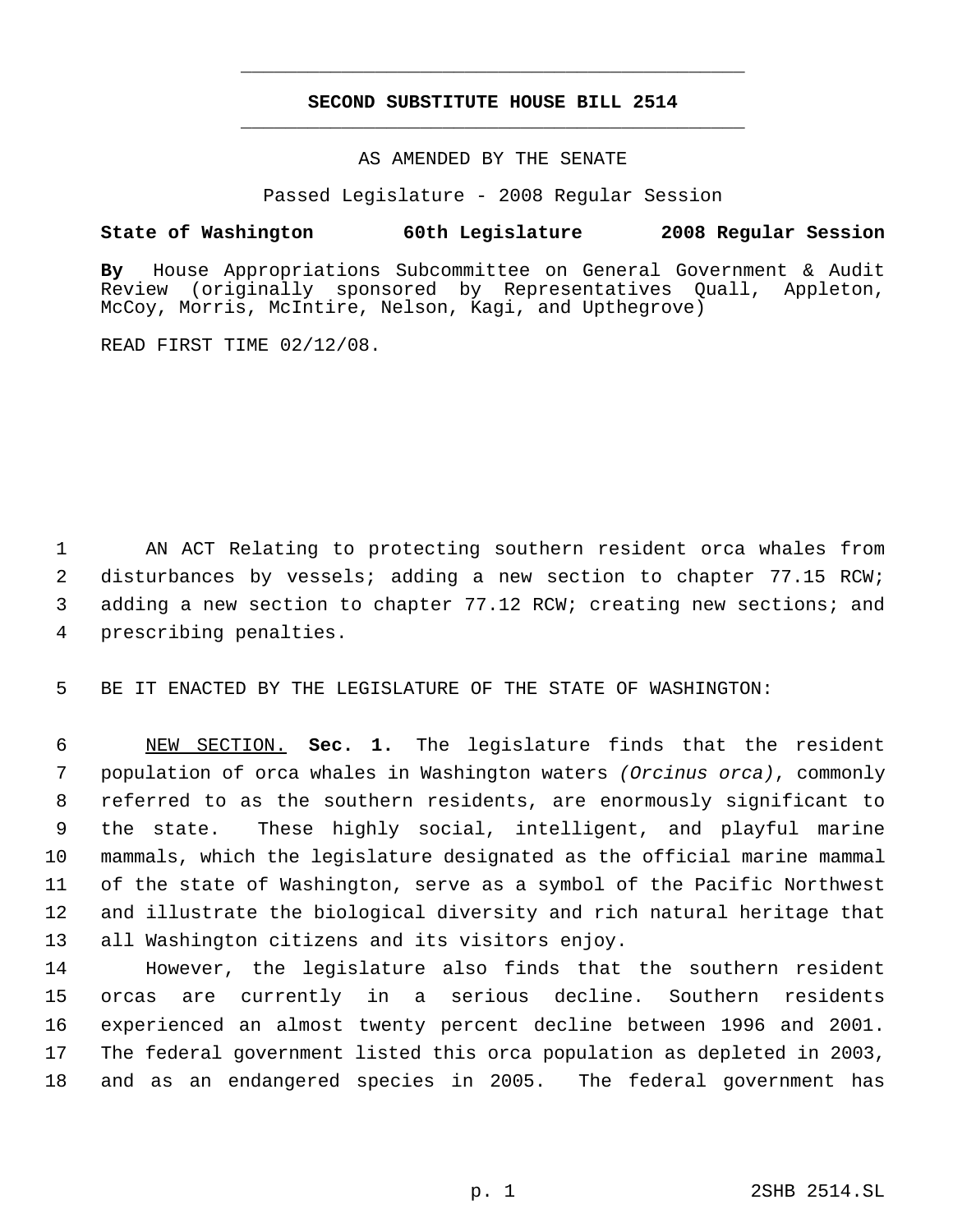# SECOND SUBSTITUTE HOUSE BILL 2514

AS AMENDED BY THE SENATE

Passed Legislature - 2008 Regular Session

**State of Washington 60th Legislature 2008 Regular Session**

**By** House Appropriations Subcommittee on General Government & Audit Review (originally sponsored by Representatives Quall, Appleton, McCoy, Morris, McIntire, Nelson, Kagi, and Upthegrove)

READ FIRST TIME 02/12/08.

AN ACT Relating to protecting southern resident orca whales from disturbances by vessels; adding a new section to chapter 77.15 RCW; adding a new section to chapter 77.12 RCW; creating new sections; and prescribing penalties.

BE IT ENACTED BY THE LEGISLATURE OF THE STATE OF WASHINGTON:

NEW SECTION. **Sec. 1.** The legislature finds that the resident population of orca whales in Washington waters *(Orcinus orca)*, commonly referred to as the southern residents, are enormously significant to the state. These highly social, intelligent, and playful marine mammals, which the legislature designated as the official marine mammal of the state of Washington, serve as a symbol of the Pacific Northwest and illustrate the biological diversity and rich natural heritage that all Washington citizens and its visitors enjoy.

However, the legislature also finds that the southern resident orcas are currently in a serious decline. Southern residents experienced an almost twenty percent decline between 1996 and 2001. The federal government listed this orca population as depleted in 2003, and as an endangered species in 2005. The federal government has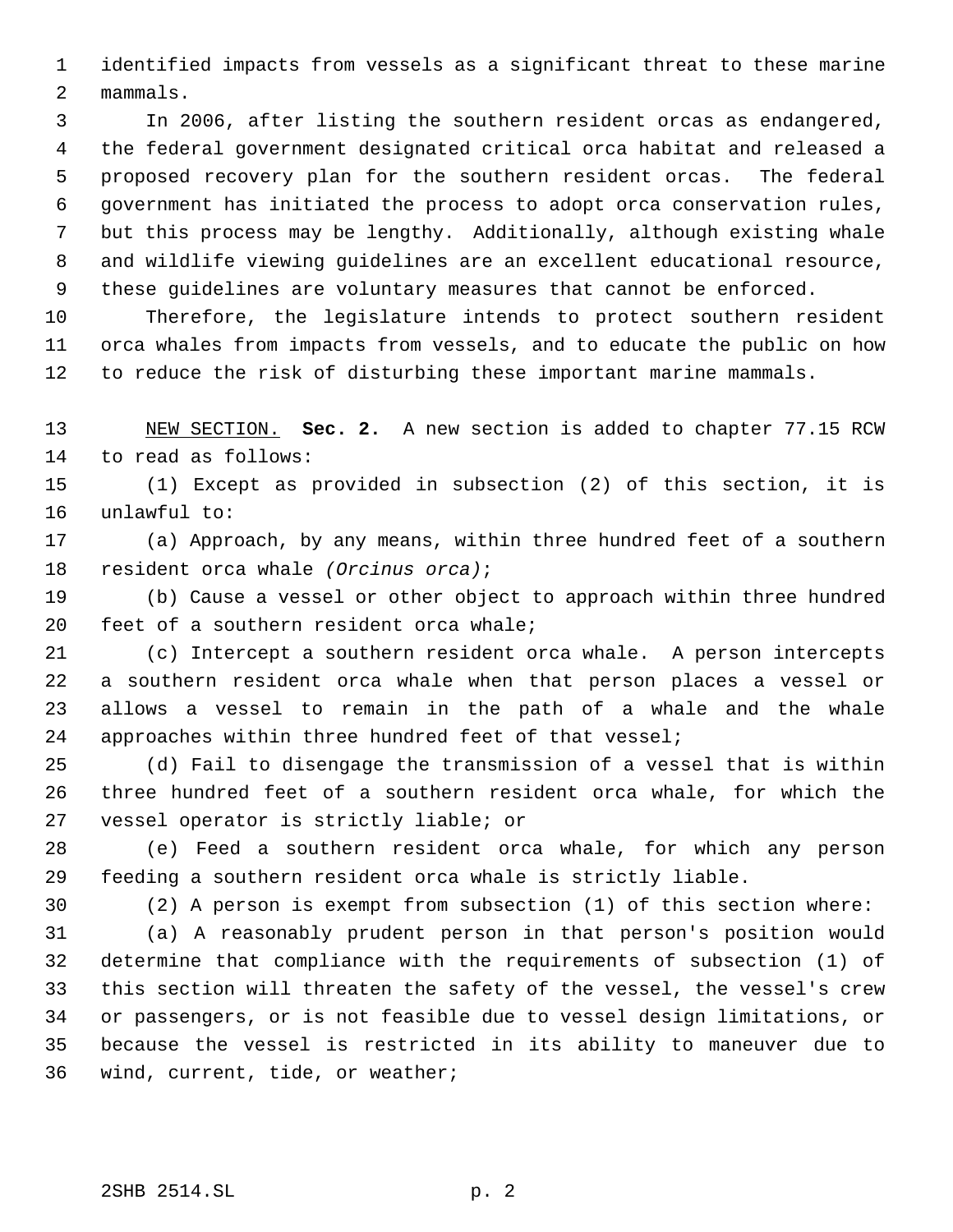identified impacts from vessels as a significant threat to these marine mammals.

In 2006, after listing the southern resident orcas as endangered, the federal government designated critical orca habitat and released a proposed recovery plan for the southern resident orcas. The federal government has initiated the process to adopt orca conservation rules, but this process may be lengthy. Additionally, although existing whale and wildlife viewing guidelines are an excellent educational resource, these guidelines are voluntary measures that cannot be enforced.

Therefore, the legislature intends to protect southern resident orca whales from impacts from vessels, and to educate the public on how to reduce the risk of disturbing these important marine mammals.

NEW SECTION. **Sec. 2.** A new section is added to chapter 77.15 RCW to read as follows:

(1) Except as provided in subsection (2) of this section, it is unlawful to:

(a) Approach, by any means, within three hundred feet of a southern resident orca whale *(Orcinus orca)*;

(b) Cause a vessel or other object to approach within three hundred feet of a southern resident orca whale;

(c) Intercept a southern resident orca whale. A person intercepts a southern resident orca whale when that person places a vessel or allows a vessel to remain in the path of a whale and the whale approaches within three hundred feet of that vessel;

(d) Fail to disengage the transmission of a vessel that is within three hundred feet of a southern resident orca whale, for which the vessel operator is strictly liable; or

(e) Feed a southern resident orca whale, for which any person feeding a southern resident orca whale is strictly liable.

(2) A person is exempt from subsection (1) of this section where:

(a) A reasonably prudent person in that person's position would determine that compliance with the requirements of subsection (1) of this section will threaten the safety of the vessel, the vessel's crew or passengers, or is not feasible due to vessel design limitations, or because the vessel is restricted in its ability to maneuver due to wind, current, tide, or weather;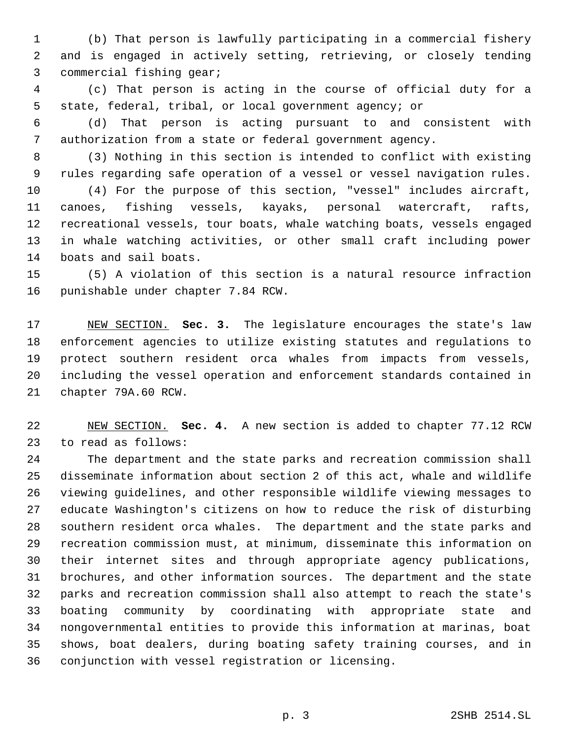(b) That person is lawfully participating in a commercial fishery and is engaged in actively setting, retrieving, or closely tending commercial fishing gear;

(c) That person is acting in the course of official duty for a state, federal, tribal, or local government agency; or

(d) That person is acting pursuant to and consistent with authorization from a state or federal government agency.

(3) Nothing in this section is intended to conflict with existing rules regarding safe operation of a vessel or vessel navigation rules.

(4) For the purpose of this section, "vessel" includes aircraft, canoes, fishing vessels, kayaks, personal watercraft, rafts, recreational vessels, tour boats, whale watching boats, vessels engaged in whale watching activities, or other small craft including power boats and sail boats.

(5) A violation of this section is a natural resource infraction punishable under chapter 7.84 RCW.

NEW SECTION. **Sec. 3.** The legislature encourages the state's law enforcement agencies to utilize existing statutes and regulations to protect southern resident orca whales from impacts from vessels, including the vessel operation and enforcement standards contained in chapter 79A.60 RCW.

NEW SECTION. **Sec. 4.** A new section is added to chapter 77.12 RCW to read as follows:

The department and the state parks and recreation commission shall disseminate information about section 2 of this act, whale and wildlife viewing guidelines, and other responsible wildlife viewing messages to educate Washington's citizens on how to reduce the risk of disturbing southern resident orca whales. The department and the state parks and recreation commission must, at minimum, disseminate this information on their internet sites and through appropriate agency publications, brochures, and other information sources. The department and the state parks and recreation commission shall also attempt to reach the state's boating community by coordinating with appropriate state and nongovernmental entities to provide this information at marinas, boat shows, boat dealers, during boating safety training courses, and in conjunction with vessel registration or licensing.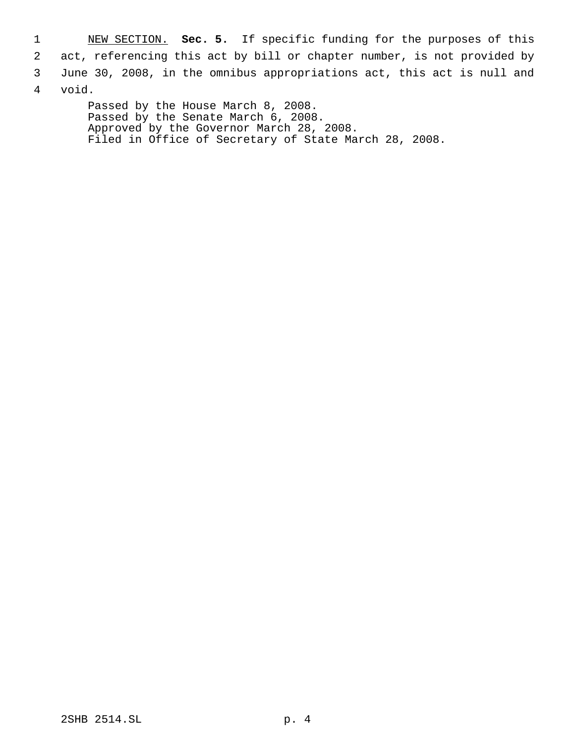NEW SECTION. **Sec. 5.** If specific funding for the purposes of this act, referencing this act by bill or chapter number, is not provided by June 30, 2008, in the omnibus appropriations act, this act is null and void.

Passed by the House March 8, 2008.
Passed by the Senate March 6, 2008.
Approved by the Governor March 28, 2008.
Filed in Office of Secretary of State March 28, 2008.